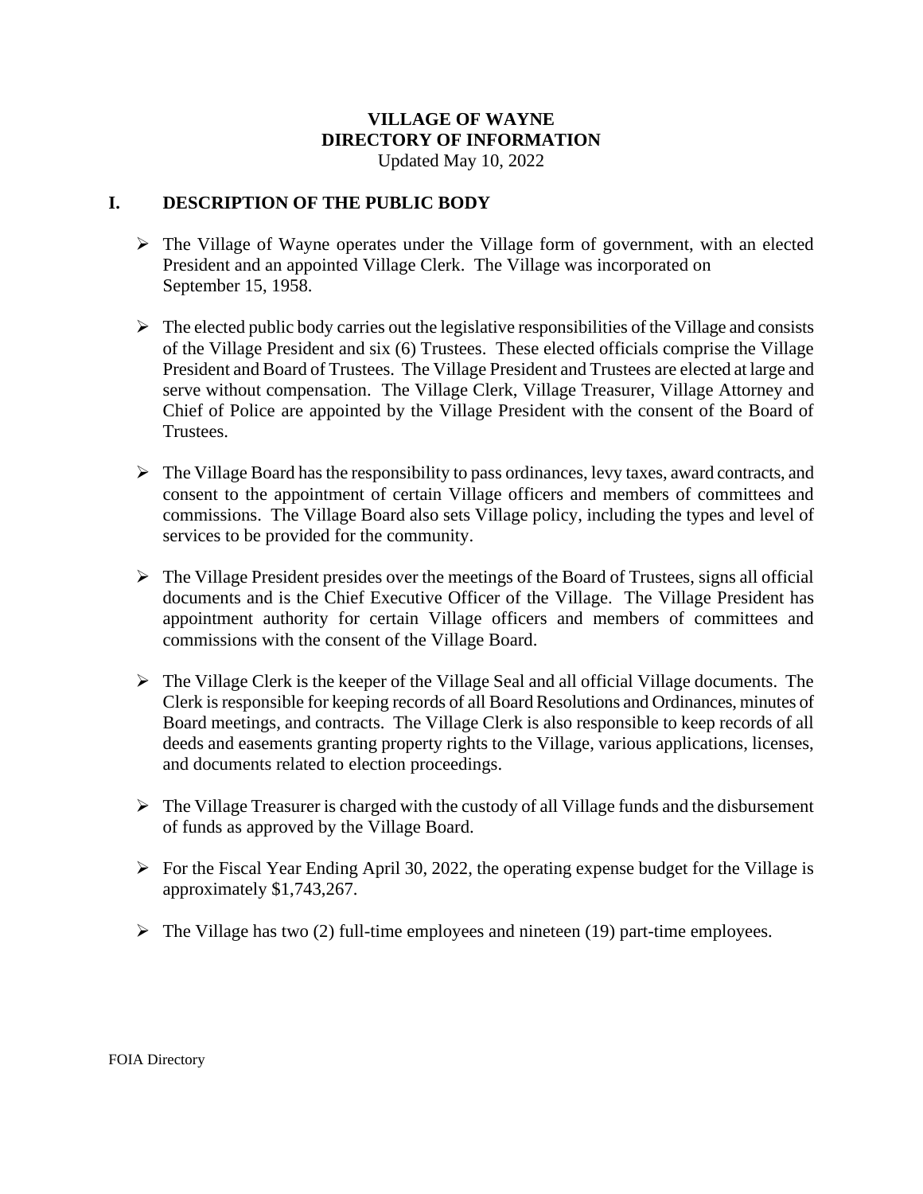# VILLAGE OF WAYNE
# DIRECTORY OF INFORMATION

Updated May 10, 2022

## I. DESCRIPTION OF THE PUBLIC BODY

- The Village of Wayne operates under the Village form of government, with an elected President and an appointed Village Clerk. The Village was incorporated on September 15, 1958.

- The elected public body carries out the legislative responsibilities of the Village and consists of the Village President and six (6) Trustees. These elected officials comprise the Village President and Board of Trustees. The Village President and Trustees are elected at large and serve without compensation. The Village Clerk, Village Treasurer, Village Attorney and Chief of Police are appointed by the Village President with the consent of the Board of Trustees.

- The Village Board has the responsibility to pass ordinances, levy taxes, award contracts, and consent to the appointment of certain Village officers and members of committees and commissions. The Village Board also sets Village policy, including the types and level of services to be provided for the community.

- The Village President presides over the meetings of the Board of Trustees, signs all official documents and is the Chief Executive Officer of the Village. The Village President has appointment authority for certain Village officers and members of committees and commissions with the consent of the Village Board.

- The Village Clerk is the keeper of the Village Seal and all official Village documents. The Clerk is responsible for keeping records of all Board Resolutions and Ordinances, minutes of Board meetings, and contracts. The Village Clerk is also responsible to keep records of all deeds and easements granting property rights to the Village, various applications, licenses, and documents related to election proceedings.

- The Village Treasurer is charged with the custody of all Village funds and the disbursement of funds as approved by the Village Board.

- For the Fiscal Year Ending April 30, 2022, the operating expense budget for the Village is approximately $1,743,267.

- The Village has two (2) full-time employees and nineteen (19) part-time employees.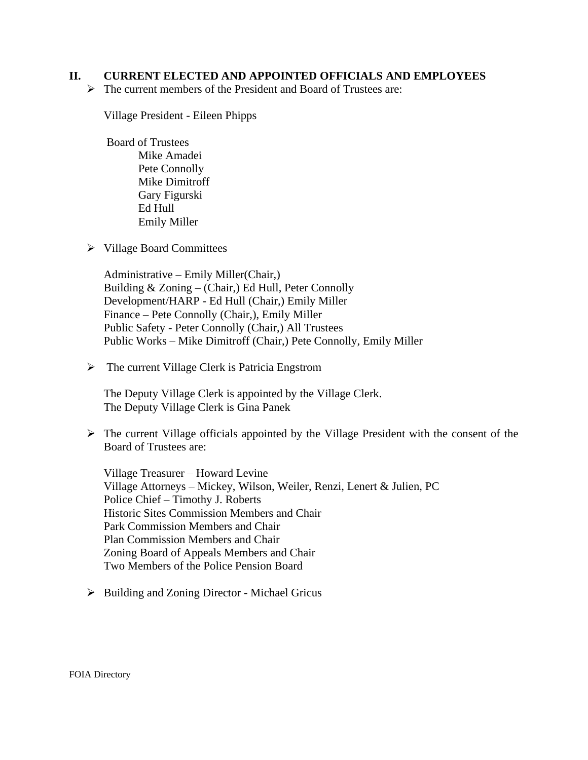## II. CURRENT ELECTED AND APPOINTED OFFICIALS AND EMPLOYEES

- The current members of the President and Board of Trustees are:

  Village President - Eileen Phipps

  Board of Trustees
  - Mike Amadei
  - Pete Connolly
  - Mike Dimitroff
  - Gary Figurski
  - Ed Hull
  - Emily Miller

- Village Board Committees

  Administrative – Emily Miller(Chair,)
  Building & Zoning – (Chair,) Ed Hull, Peter Connolly
  Development/HARP - Ed Hull (Chair,) Emily Miller
  Finance – Pete Connolly (Chair,), Emily Miller
  Public Safety - Peter Connolly (Chair,) All Trustees
  Public Works – Mike Dimitroff (Chair,) Pete Connolly, Emily Miller

- The current Village Clerk is Patricia Engstrom

  The Deputy Village Clerk is appointed by the Village Clerk.
  The Deputy Village Clerk is Gina Panek

- The current Village officials appointed by the Village President with the consent of the Board of Trustees are:

  Village Treasurer – Howard Levine
  Village Attorneys – Mickey, Wilson, Weiler, Renzi, Lenert & Julien, PC
  Police Chief – Timothy J. Roberts
  Historic Sites Commission Members and Chair
  Park Commission Members and Chair
  Plan Commission Members and Chair
  Zoning Board of Appeals Members and Chair
  Two Members of the Police Pension Board

- Building and Zoning Director - Michael Gricus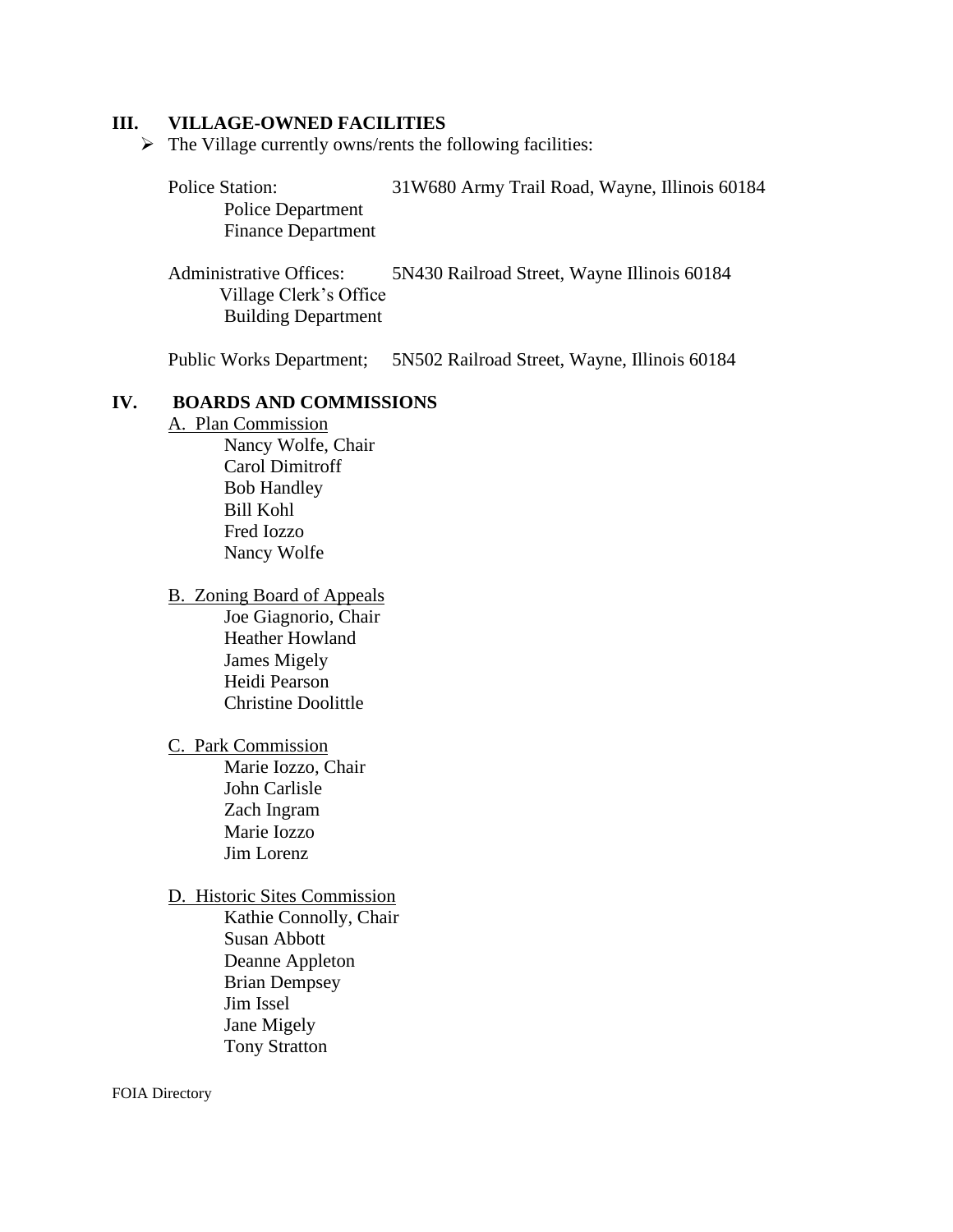## III. VILLAGE-OWNED FACILITIES

- The Village currently owns/rents the following facilities:

Police Station: 31W680 Army Trail Road, Wayne, Illinois 60184
- Police Department
- Finance Department

Administrative Offices: 5N430 Railroad Street, Wayne Illinois 60184
- Village Clerk's Office
- Building Department

Public Works Department; 5N502 Railroad Street, Wayne, Illinois 60184

## IV. BOARDS AND COMMISSIONS

A. Plan Commission
- Nancy Wolfe, Chair
- Carol Dimitroff
- Bob Handley
- Bill Kohl
- Fred Iozzo
- Nancy Wolfe

B. Zoning Board of Appeals
- Joe Giagnorio, Chair
- Heather Howland
- James Migely
- Heidi Pearson
- Christine Doolittle

C. Park Commission
- Marie Iozzo, Chair
- John Carlisle
- Zach Ingram
- Marie Iozzo
- Jim Lorenz

D. Historic Sites Commission
- Kathie Connolly, Chair
- Susan Abbott
- Deanne Appleton
- Brian Dempsey
- Jim Issel
- Jane Migely
- Tony Stratton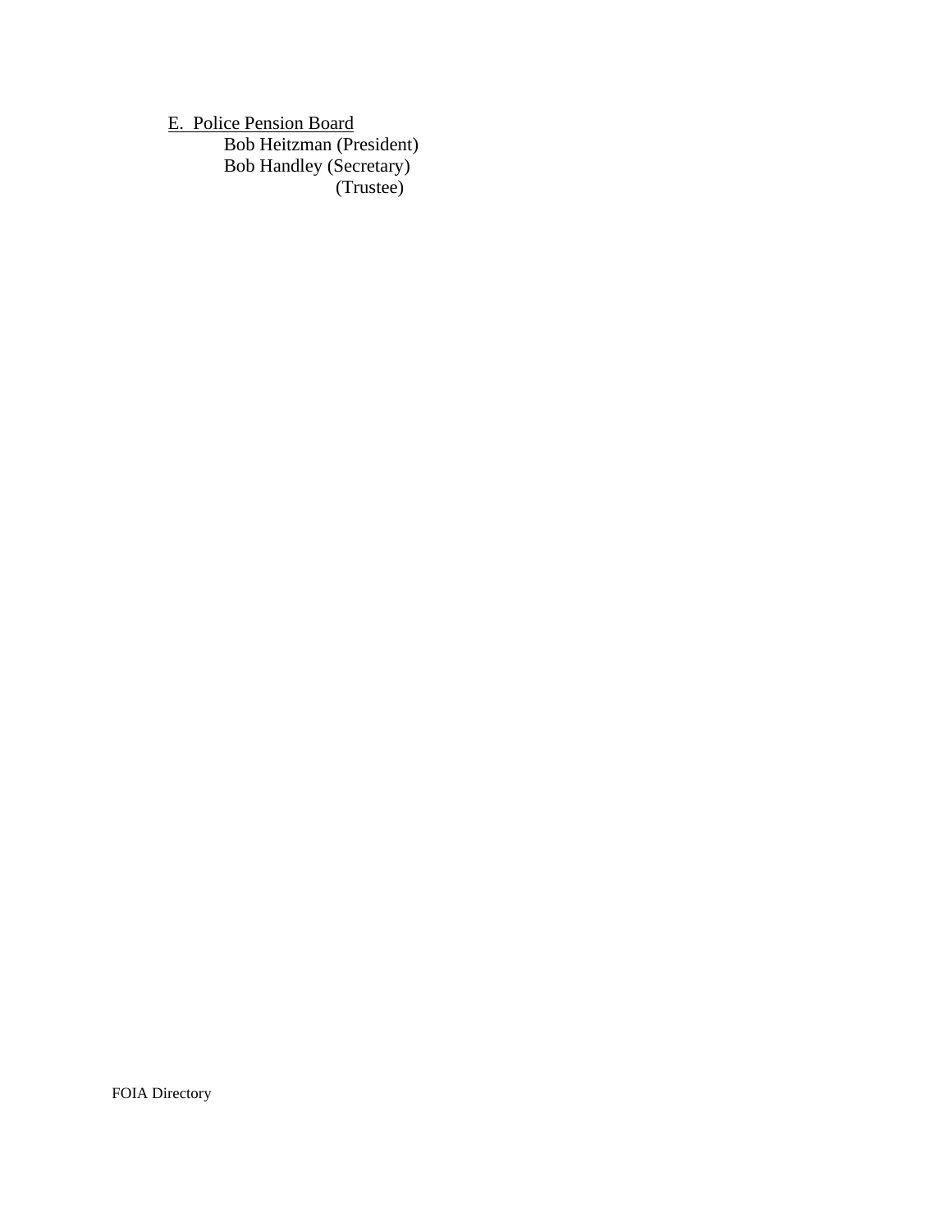E. Police Pension Board

Bob Heitzman (President)  
Bob Handley (Secretary)  
(Trustee)